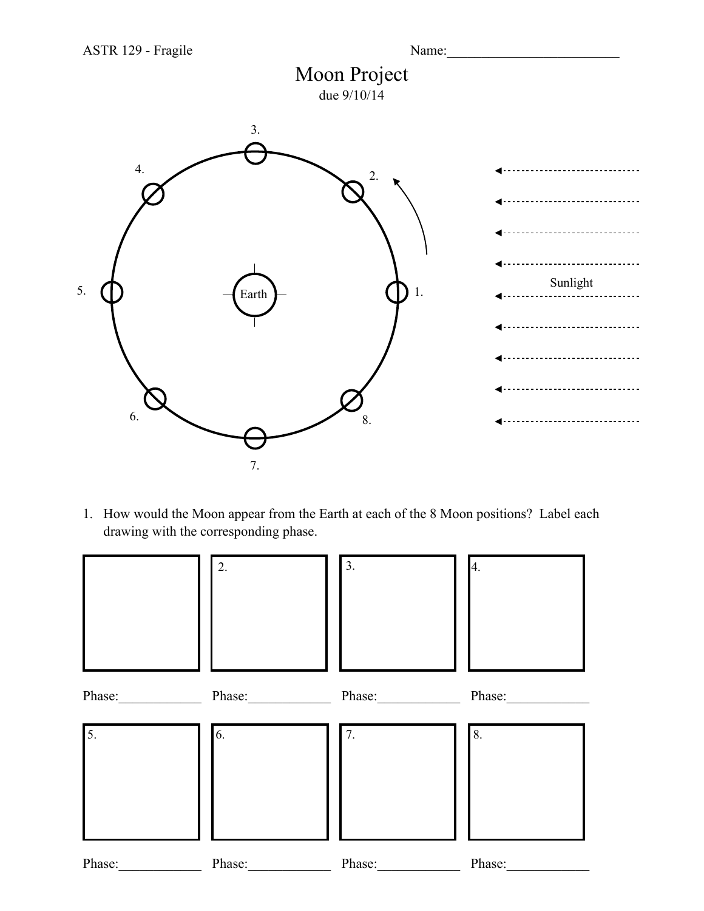ASTR 129 - Fragile

Name:_________________________

# Moon Project

due 9/10/14

3.

4.

2.

Sunlight

5.

Earth

1.

6.

8.

7.

1. How would the Moon appear from the Earth at each of the 8 Moon positions? Label each drawing with the corresponding phase.

| | 2. | 3. | 4. |
|---|---|---|---|
| Phase:____________ | Phase:____________ | Phase:____________ | Phase:____________ |

| 5. | 6. | 7. | 8. |
|---|---|---|---|
| Phase:____________ | Phase:____________ | Phase:____________ | Phase:____________ |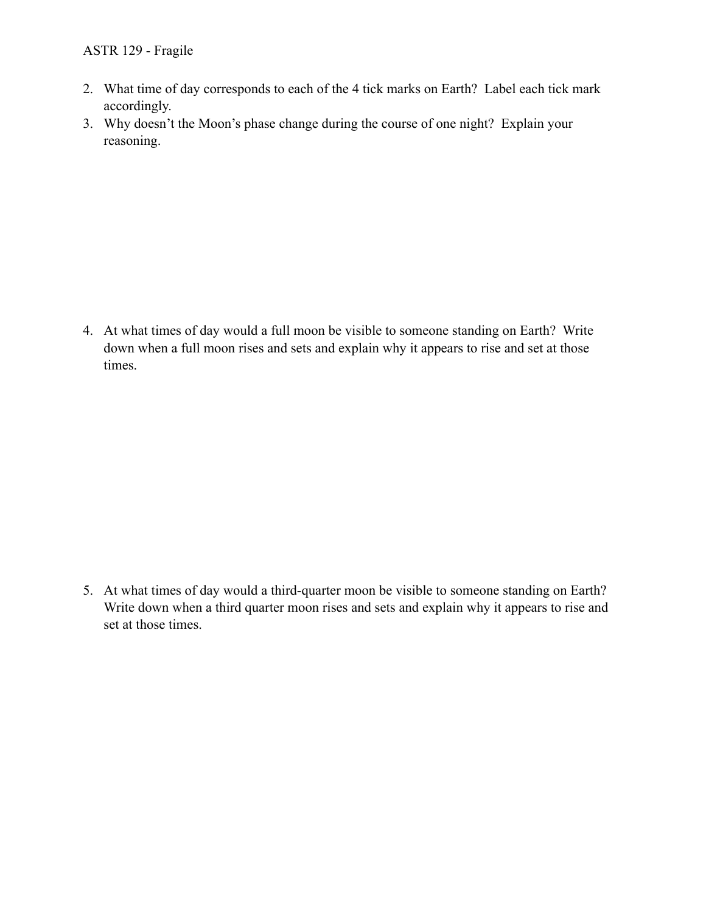2. What time of day corresponds to each of the 4 tick marks on Earth? Label each tick mark accordingly.
3. Why doesn't the Moon's phase change during the course of one night? Explain your reasoning.

4. At what times of day would a full moon be visible to someone standing on Earth? Write down when a full moon rises and sets and explain why it appears to rise and set at those times.

5. At what times of day would a third-quarter moon be visible to someone standing on Earth? Write down when a third quarter moon rises and sets and explain why it appears to rise and set at those times.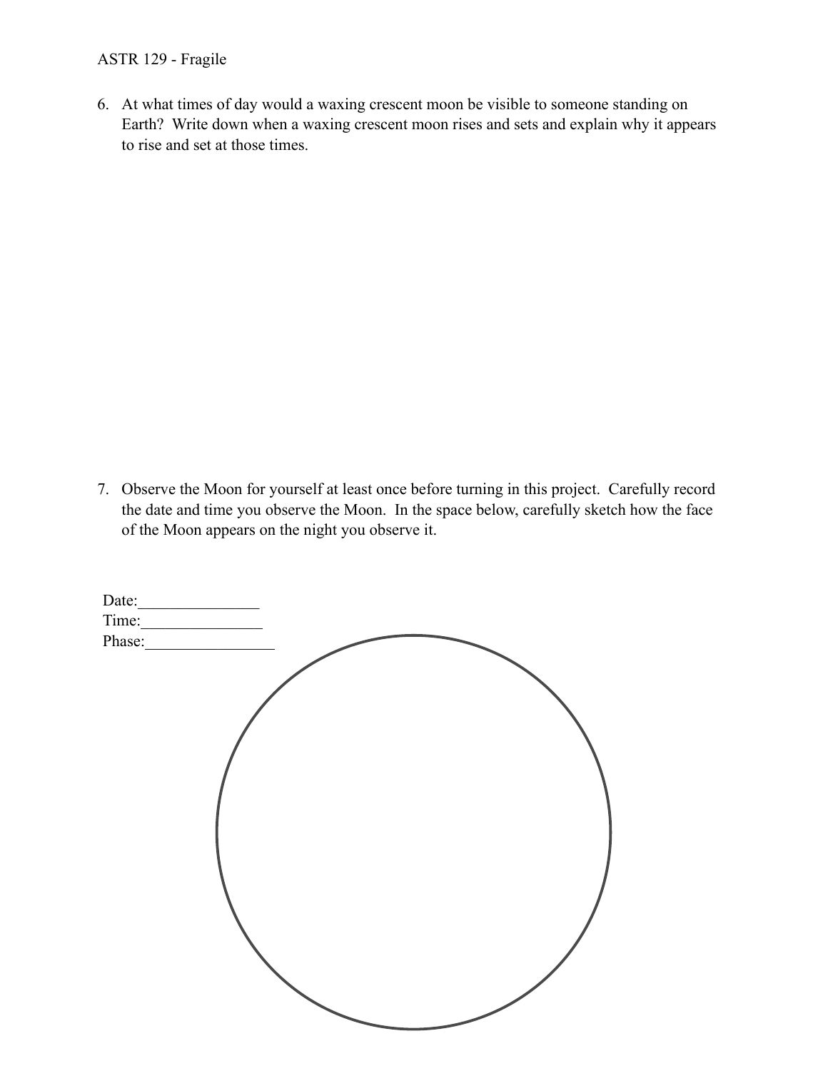6. At what times of day would a waxing crescent moon be visible to someone standing on Earth? Write down when a waxing crescent moon rises and sets and explain why it appears to rise and set at those times.

7. Observe the Moon for yourself at least once before turning in this project. Carefully record the date and time you observe the Moon. In the space below, carefully sketch how the face of the Moon appears on the night you observe it.

Date:_______________

Time:_______________

Phase:________________